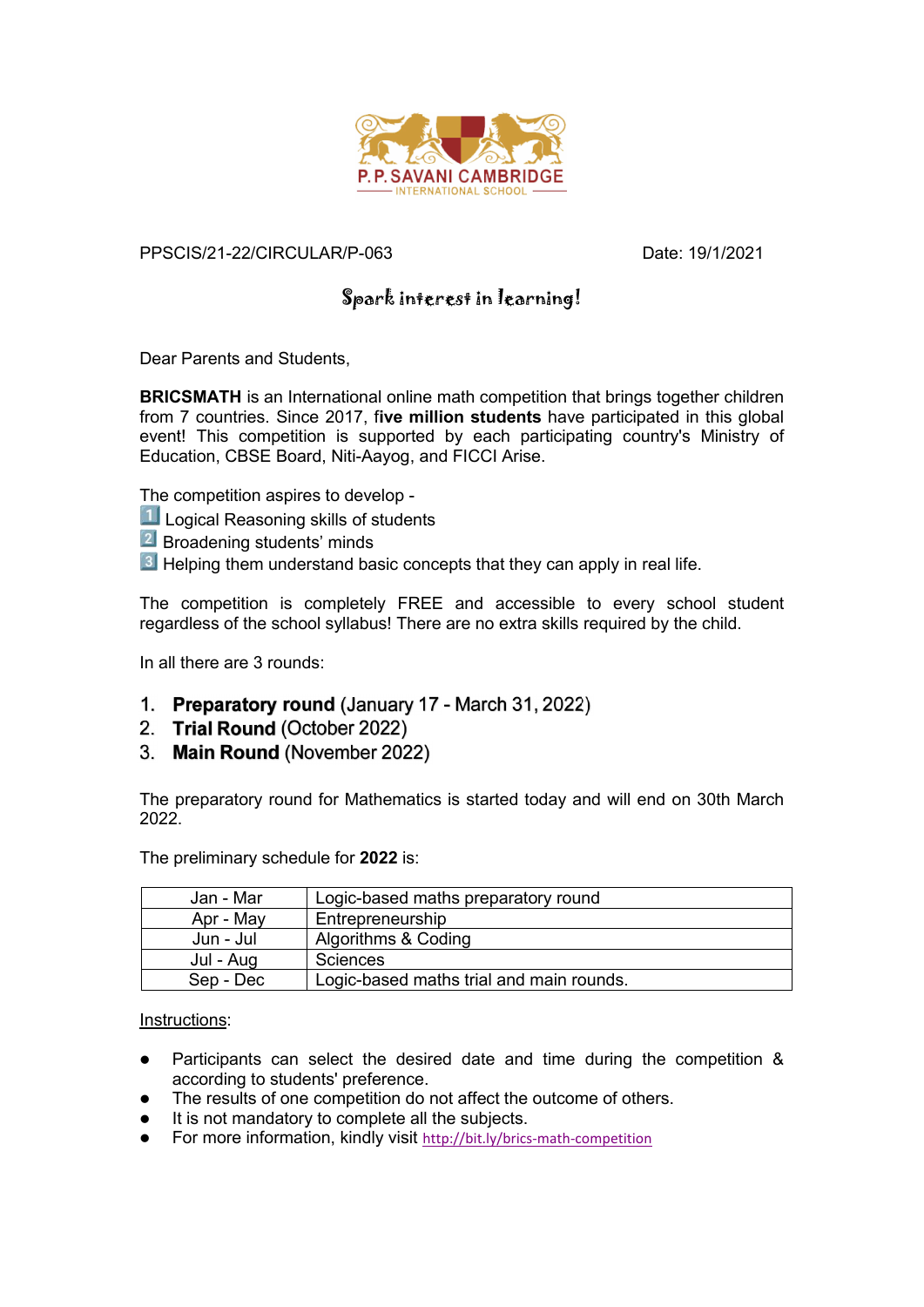P. P. SAVANI CAMBRIDGE
INTERNATIONAL SCHOOL

PPSCIS/21-22/CIRCULAR/P-063 Date: 19/1/2021

## Spark interest in learning!

Dear Parents and Students,

**BRICSMATH** is an International online math competition that brings together children from 7 countries. Since 2017, **five million students** have participated in this global event! This competition is supported by each participating country's Ministry of Education, CBSE Board, Niti-Aayog, and FICCI Arise.

The competition aspires to develop -

1️⃣ Logical Reasoning skills of students
2️⃣ Broadening students' minds
3️⃣ Helping them understand basic concepts that they can apply in real life.

The competition is completely FREE and accessible to every school student regardless of the school syllabus! There are no extra skills required by the child.

In all there are 3 rounds:

1. **Preparatory round** (January 17 - March 31, 2022)
2. **Trial Round** (October 2022)
3. **Main Round** (November 2022)

The preparatory round for Mathematics is started today and will end on 30th March 2022.

The preliminary schedule for **2022** is:

| Jan - Mar | Logic-based maths preparatory round |
|---|---|
| Apr - May | Entrepreneurship |
| Jun - Jul | Algorithms & Coding |
| Jul - Aug | Sciences |
| Sep - Dec | Logic-based maths trial and main rounds. |

Instructions:

- Participants can select the desired date and time during the competition & according to students' preference.
- The results of one competition do not affect the outcome of others.
- It is not mandatory to complete all the subjects.
- For more information, kindly visit http://bit.ly/brics-math-competition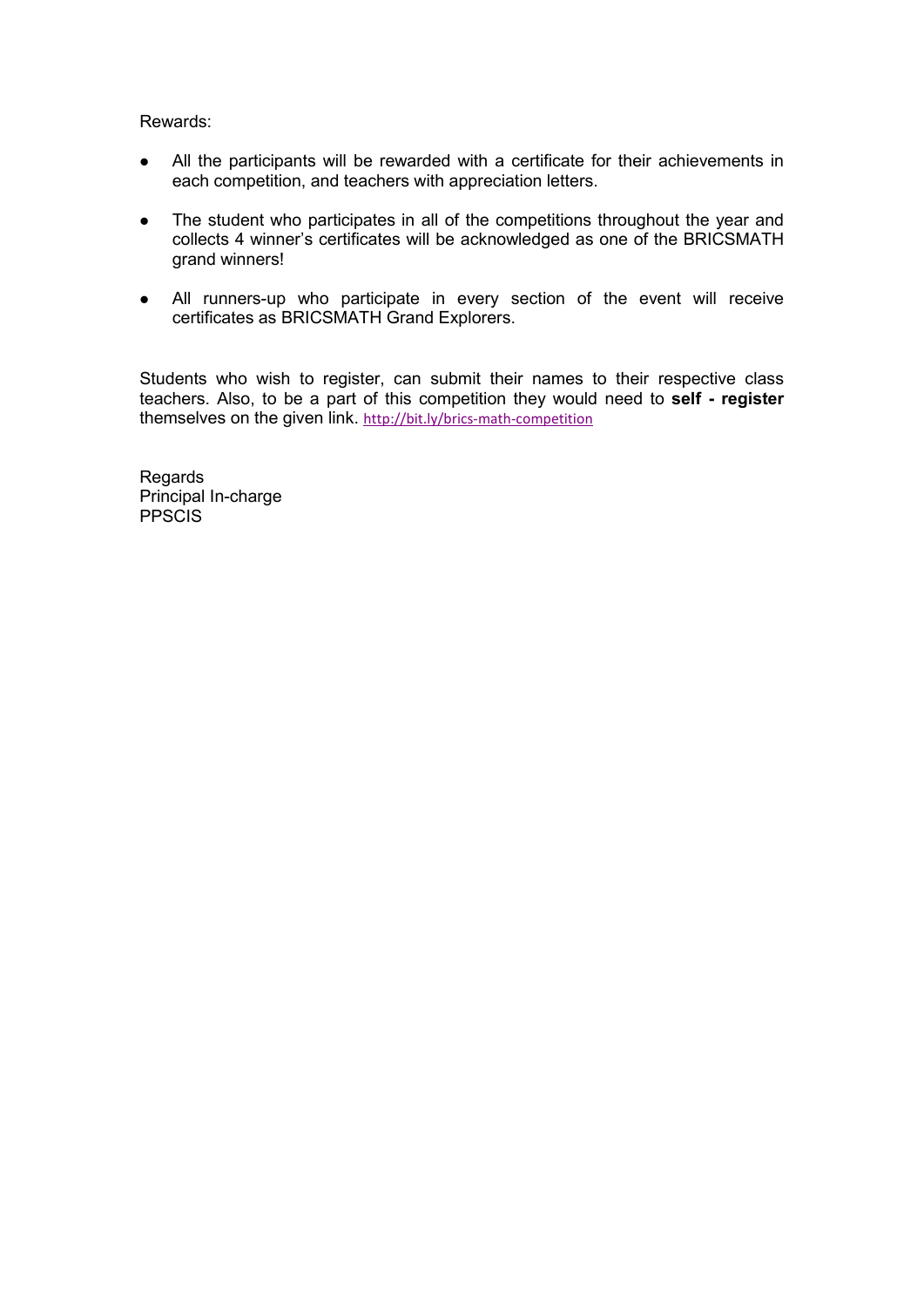Rewards:

- All the participants will be rewarded with a certificate for their achievements in each competition, and teachers with appreciation letters.
- The student who participates in all of the competitions throughout the year and collects 4 winner's certificates will be acknowledged as one of the BRICSMATH grand winners!
- All runners-up who participate in every section of the event will receive certificates as BRICSMATH Grand Explorers.

Students who wish to register, can submit their names to their respective class teachers. Also, to be a part of this competition they would need to **self - register** themselves on the given link. http://bit.ly/brics-math-competition

Regards
Principal In-charge
PPSCIS